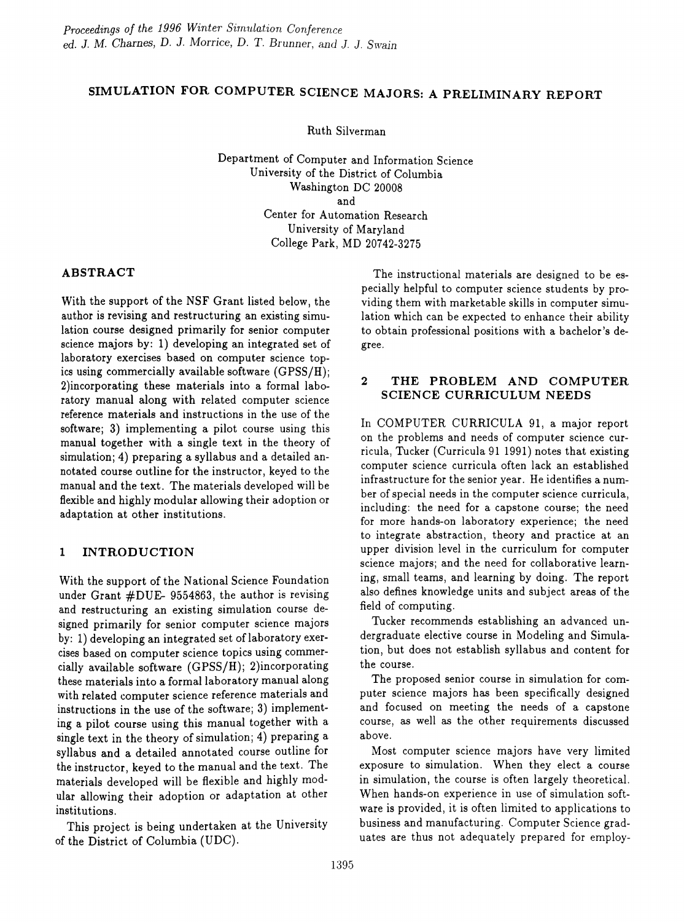# SIMULATION FOR COMPUTER SCIENCE MAJORS: A PRELIMINARY REPORT

Ruth Silverman

Department of Computer and Information Science
University of the District of Columbia
Washington DC 20008
and
Center for Automation Research
University of Maryland
College Park, MD 20742-3275

## ABSTRACT

With the support of the NSF Grant listed below, the author is revising and restructuring an existing simulation course designed primarily for senior computer science majors by: 1) developing an integrated set of laboratory exercises based on computer science topics using commercially available software (GPSS/H); 2)incorporating these materials into a formal laboratory manual along with related computer science reference materials and instructions in the use of the software; 3) implementing a pilot course using this manual together with a single text in the theory of simulation; 4) preparing a syllabus and a detailed annotated course outline for the instructor, keyed to the manual and the text. The materials developed will be flexible and highly modular allowing their adoption or adaptation at other institutions.

## 1 INTRODUCTION

With the support of the National Science Foundation under Grant #DUE- 9554863, the author is revising and restructuring an existing simulation course designed primarily for senior computer science majors by: 1) developing an integrated set of laboratory exercises based on computer science topics using commercially available software (GPSS/H); 2)incorporating these materials into a formal laboratory manual along with related computer science reference materials and instructions in the use of the software; 3) implementing a pilot course using this manual together with a single text in the theory of simulation; 4) preparing a syllabus and a detailed annotated course outline for the instructor, keyed to the manual and the text. The materials developed will be flexible and highly modular allowing their adoption or adaptation at other institutions.

This project is being undertaken at the University of the District of Columbia (UDC).

The instructional materials are designed to be especially helpful to computer science students by providing them with marketable skills in computer simulation which can be expected to enhance their ability to obtain professional positions with a bachelor's degree.

## 2 THE PROBLEM AND COMPUTER SCIENCE CURRICULUM NEEDS

In COMPUTER CURRICULA 91, a major report on the problems and needs of computer science curricula, Tucker (Curricula 91 1991) notes that existing computer science curricula often lack an established infrastructure for the senior year. He identifies a number of special needs in the computer science curricula, including: the need for a capstone course; the need for more hands-on laboratory experience; the need to integrate abstraction, theory and practice at an upper division level in the curriculum for computer science majors; and the need for collaborative learning, small teams, and learning by doing. The report also defines knowledge units and subject areas of the field of computing.

Tucker recommends establishing an advanced undergraduate elective course in Modeling and Simulation, but does not establish syllabus and content for the course.

The proposed senior course in simulation for computer science majors has been specifically designed and focused on meeting the needs of a capstone course, as well as the other requirements discussed above.

Most computer science majors have very limited exposure to simulation. When they elect a course in simulation, the course is often largely theoretical. When hands-on experience in use of simulation software is provided, it is often limited to applications to business and manufacturing. Computer Science graduates are thus not adequately prepared for employ-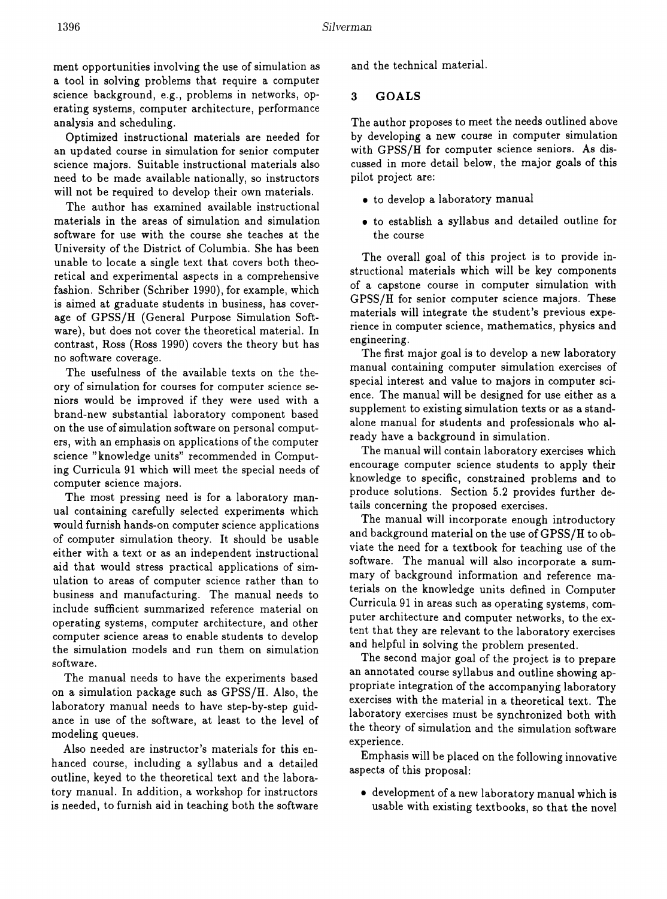ment opportunities involving the use of simulation as a tool in solving problems that require a computer science background, e.g., problems in networks, operating systems, computer architecture, performance analysis and scheduling.

Optimized instructional materials are needed for an updated course in simulation for senior computer science majors. Suitable instructional materials also need to be made available nationally, so instructors will not be required to develop their own materials.

The author has examined available instructional materials in the areas of simulation and simulation software for use with the course she teaches at the University of the District of Columbia. She has been unable to locate a single text that covers both theoretical and experimental aspects in a comprehensive fashion. Schriber (Schriber 1990), for example, which is aimed at graduate students in business, has coverage of GPSS/H (General Purpose Simulation Software), but does not cover the theoretical material. In contrast, Ross (Ross 1990) covers the theory but has no software coverage.

The usefulness of the available texts on the theory of simulation for courses for computer science seniors would be improved if they were used with a brand-new substantial laboratory component based on the use of simulation software on personal computers, with an emphasis on applications of the computer science "knowledge units" recommended in Computing Curricula 91 which will meet the special needs of computer science majors.

The most pressing need is for a laboratory manual containing carefully selected experiments which would furnish hands-on computer science applications of computer simulation theory. It should be usable either with a text or as an independent instructional aid that would stress practical applications of simulation to areas of computer science rather than to business and manufacturing. The manual needs to include sufficient summarized reference material on operating systems, computer architecture, and other computer science areas to enable students to develop the simulation models and run them on simulation software.

The manual needs to have the experiments based on a simulation package such as GPSS/H. Also, the laboratory manual needs to have step-by-step guidance in use of the software, at least to the level of modeling queues.

Also needed are instructor's materials for this enhanced course, including a syllabus and a detailed outline, keyed to the theoretical text and the laboratory manual. In addition, a workshop for instructors is needed, to furnish aid in teaching both the software and the technical material.

## 3 GOALS

The author proposes to meet the needs outlined above by developing a new course in computer simulation with GPSS/H for computer science seniors. As discussed in more detail below, the major goals of this pilot project are:

- to develop a laboratory manual
- to establish a syllabus and detailed outline for the course

The overall goal of this project is to provide instructional materials which will be key components of a capstone course in computer simulation with GPSS/H for senior computer science majors. These materials will integrate the student's previous experience in computer science, mathematics, physics and engineering.

The first major goal is to develop a new laboratory manual containing computer simulation exercises of special interest and value to majors in computer science. The manual will be designed for use either as a supplement to existing simulation texts or as a standalone manual for students and professionals who already have a background in simulation.

The manual will contain laboratory exercises which encourage computer science students to apply their knowledge to specific, constrained problems and to produce solutions. Section 5.2 provides further details concerning the proposed exercises.

The manual will incorporate enough introductory and background material on the use of GPSS/H to obviate the need for a textbook for teaching use of the software. The manual will also incorporate a summary of background information and reference materials on the knowledge units defined in Computer Curricula 91 in areas such as operating systems, computer architecture and computer networks, to the extent that they are relevant to the laboratory exercises and helpful in solving the problem presented.

The second major goal of the project is to prepare an annotated course syllabus and outline showing appropriate integration of the accompanying laboratory exercises with the material in a theoretical text. The laboratory exercises must be synchronized both with the theory of simulation and the simulation software experience.

Emphasis will be placed on the following innovative aspects of this proposal:

- development of a new laboratory manual which is usable with existing textbooks, so that the novel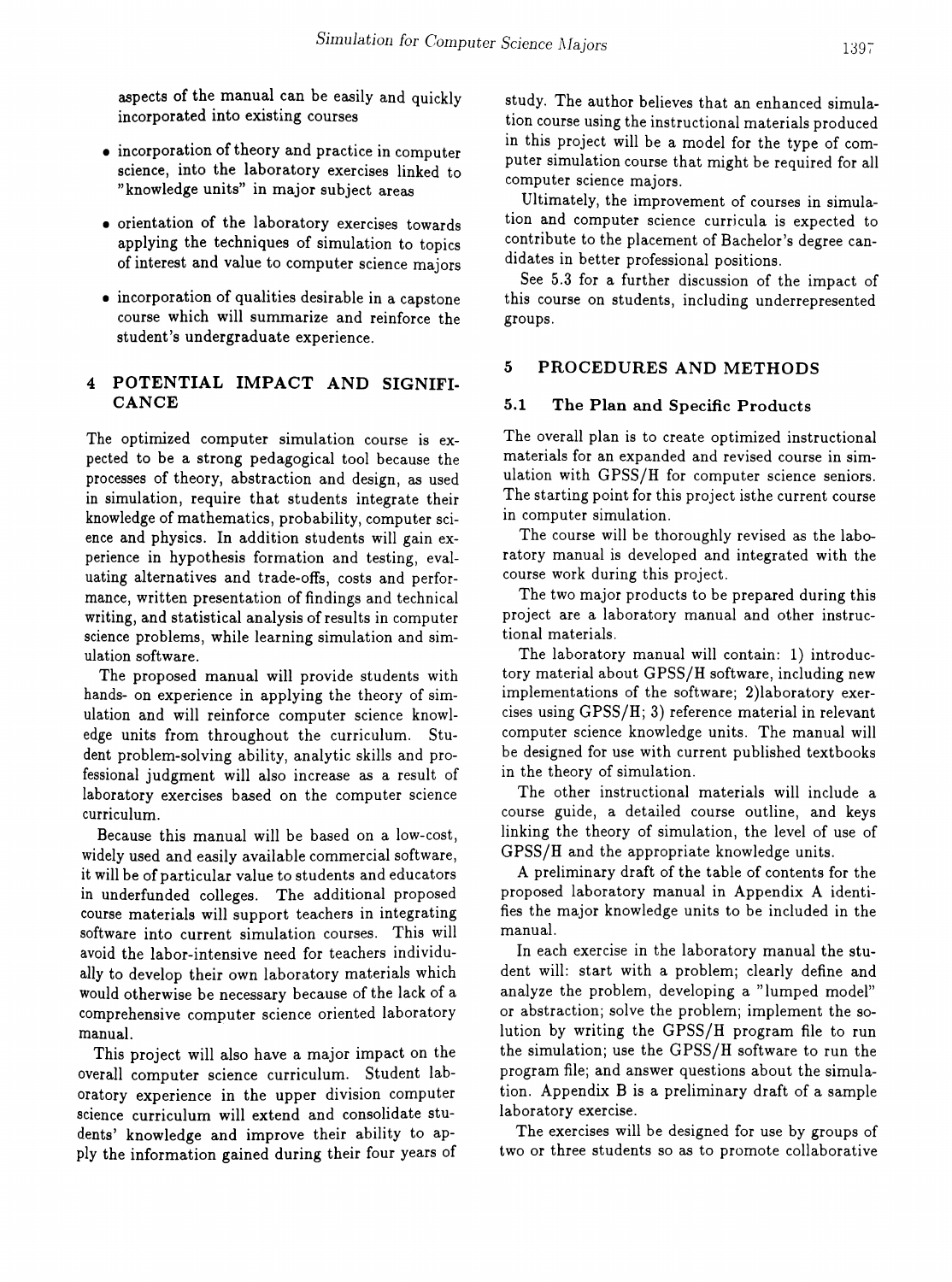aspects of the manual can be easily and quickly incorporated into existing courses

- incorporation of theory and practice in computer science, into the laboratory exercises linked to "knowledge units" in major subject areas
- orientation of the laboratory exercises towards applying the techniques of simulation to topics of interest and value to computer science majors
- incorporation of qualities desirable in a capstone course which will summarize and reinforce the student's undergraduate experience.

## 4 POTENTIAL IMPACT AND SIGNIFICANCE

The optimized computer simulation course is expected to be a strong pedagogical tool because the processes of theory, abstraction and design, as used in simulation, require that students integrate their knowledge of mathematics, probability, computer science and physics. In addition students will gain experience in hypothesis formation and testing, evaluating alternatives and trade-offs, costs and performance, written presentation of findings and technical writing, and statistical analysis of results in computer science problems, while learning simulation and simulation software.

The proposed manual will provide students with hands- on experience in applying the theory of simulation and will reinforce computer science knowledge units from throughout the curriculum. Student problem-solving ability, analytic skills and professional judgment will also increase as a result of laboratory exercises based on the computer science curriculum.

Because this manual will be based on a low-cost, widely used and easily available commercial software, it will be of particular value to students and educators in underfunded colleges. The additional proposed course materials will support teachers in integrating software into current simulation courses. This will avoid the labor-intensive need for teachers individually to develop their own laboratory materials which would otherwise be necessary because of the lack of a comprehensive computer science oriented laboratory manual.

This project will also have a major impact on the overall computer science curriculum. Student laboratory experience in the upper division computer science curriculum will extend and consolidate students' knowledge and improve their ability to apply the information gained during their four years of study. The author believes that an enhanced simulation course using the instructional materials produced in this project will be a model for the type of computer simulation course that might be required for all computer science majors.

Ultimately, the improvement of courses in simulation and computer science curricula is expected to contribute to the placement of Bachelor's degree candidates in better professional positions.

See 5.3 for a further discussion of the impact of this course on students, including underrepresented groups.

## 5 PROCEDURES AND METHODS

### 5.1 The Plan and Specific Products

The overall plan is to create optimized instructional materials for an expanded and revised course in simulation with GPSS/H for computer science seniors. The starting point for this project isthe current course in computer simulation.

The course will be thoroughly revised as the laboratory manual is developed and integrated with the course work during this project.

The two major products to be prepared during this project are a laboratory manual and other instructional materials.

The laboratory manual will contain: 1) introductory material about GPSS/H software, including new implementations of the software; 2)laboratory exercises using GPSS/H; 3) reference material in relevant computer science knowledge units. The manual will be designed for use with current published textbooks in the theory of simulation.

The other instructional materials will include a course guide, a detailed course outline, and keys linking the theory of simulation, the level of use of GPSS/H and the appropriate knowledge units.

A preliminary draft of the table of contents for the proposed laboratory manual in Appendix A identifies the major knowledge units to be included in the manual.

In each exercise in the laboratory manual the student will: start with a problem; clearly define and analyze the problem, developing a "lumped model" or abstraction; solve the problem; implement the solution by writing the GPSS/H program file to run the simulation; use the GPSS/H software to run the program file; and answer questions about the simulation. Appendix B is a preliminary draft of a sample laboratory exercise.

The exercises will be designed for use by groups of two or three students so as to promote collaborative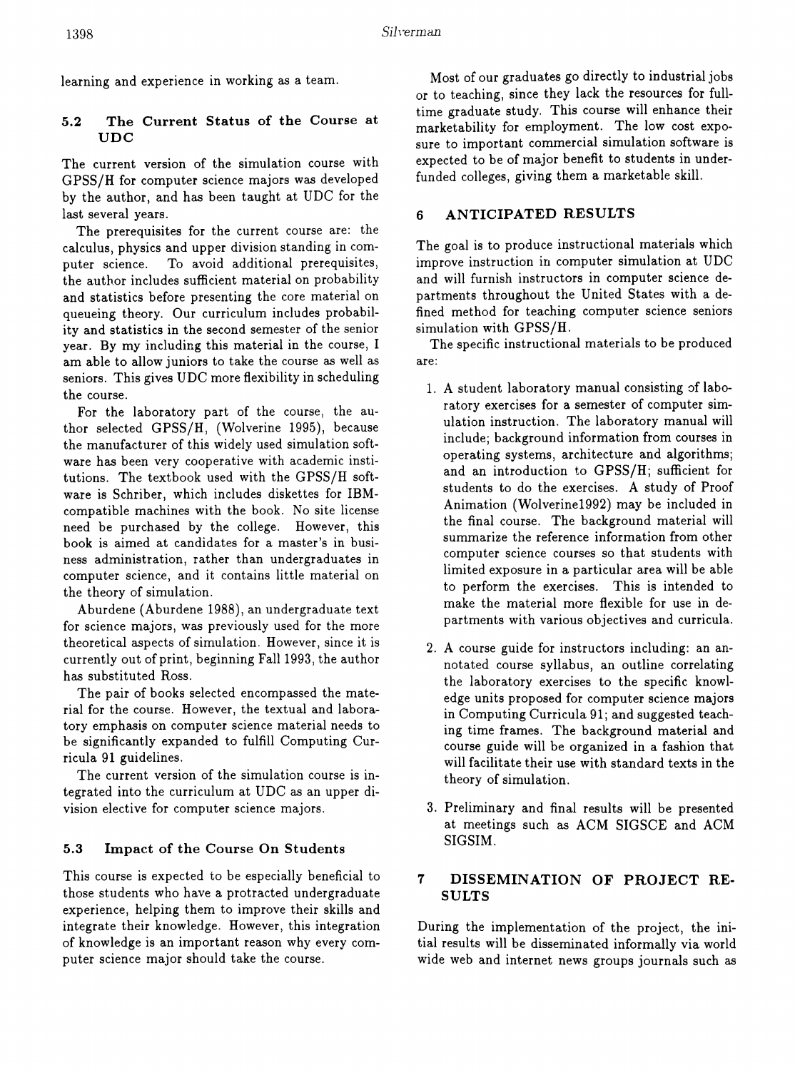learning and experience in working as a team.

### 5.2 The Current Status of the Course at UDC

The current version of the simulation course with GPSS/H for computer science majors was developed by the author, and has been taught at UDC for the last several years.

The prerequisites for the current course are: the calculus, physics and upper division standing in computer science. To avoid additional prerequisites, the author includes sufficient material on probability and statistics before presenting the core material on queueing theory. Our curriculum includes probability and statistics in the second semester of the senior year. By my including this material in the course, I am able to allow juniors to take the course as well as seniors. This gives UDC more flexibility in scheduling the course.

For the laboratory part of the course, the author selected GPSS/H, (Wolverine 1995), because the manufacturer of this widely used simulation software has been very cooperative with academic institutions. The textbook used with the GPSS/H software is Schriber, which includes diskettes for IBM-compatible machines with the book. No site license need be purchased by the college. However, this book is aimed at candidates for a master's in business administration, rather than undergraduates in computer science, and it contains little material on the theory of simulation.

Aburdene (Aburdene 1988), an undergraduate text for science majors, was previously used for the more theoretical aspects of simulation. However, since it is currently out of print, beginning Fall 1993, the author has substituted Ross.

The pair of books selected encompassed the material for the course. However, the textual and laboratory emphasis on computer science material needs to be significantly expanded to fulfill Computing Curricula 91 guidelines.

The current version of the simulation course is integrated into the curriculum at UDC as an upper division elective for computer science majors.

### 5.3 Impact of the Course On Students

This course is expected to be especially beneficial to those students who have a protracted undergraduate experience, helping them to improve their skills and integrate their knowledge. However, this integration of knowledge is an important reason why every computer science major should take the course.

Most of our graduates go directly to industrial jobs or to teaching, since they lack the resources for full-time graduate study. This course will enhance their marketability for employment. The low cost exposure to important commercial simulation software is expected to be of major benefit to students in underfunded colleges, giving them a marketable skill.

## 6 ANTICIPATED RESULTS

The goal is to produce instructional materials which improve instruction in computer simulation at UDC and will furnish instructors in computer science departments throughout the United States with a defined method for teaching computer science seniors simulation with GPSS/H.

The specific instructional materials to be produced are:

1. A student laboratory manual consisting of laboratory exercises for a semester of computer simulation instruction. The laboratory manual will include; background information from courses in operating systems, architecture and algorithms; and an introduction to GPSS/H; sufficient for students to do the exercises. A study of Proof Animation (Wolverine1992) may be included in the final course. The background material will summarize the reference information from other computer science courses so that students with limited exposure in a particular area will be able to perform the exercises. This is intended to make the material more flexible for use in departments with various objectives and curricula.

2. A course guide for instructors including: an annotated course syllabus, an outline correlating the laboratory exercises to the specific knowledge units proposed for computer science majors in Computing Curricula 91; and suggested teaching time frames. The background material and course guide will be organized in a fashion that will facilitate their use with standard texts in the theory of simulation.

3. Preliminary and final results will be presented at meetings such as ACM SIGSCE and ACM SIGSIM.

## 7 DISSEMINATION OF PROJECT RESULTS

During the implementation of the project, the initial results will be disseminated informally via world wide web and internet news groups journals such as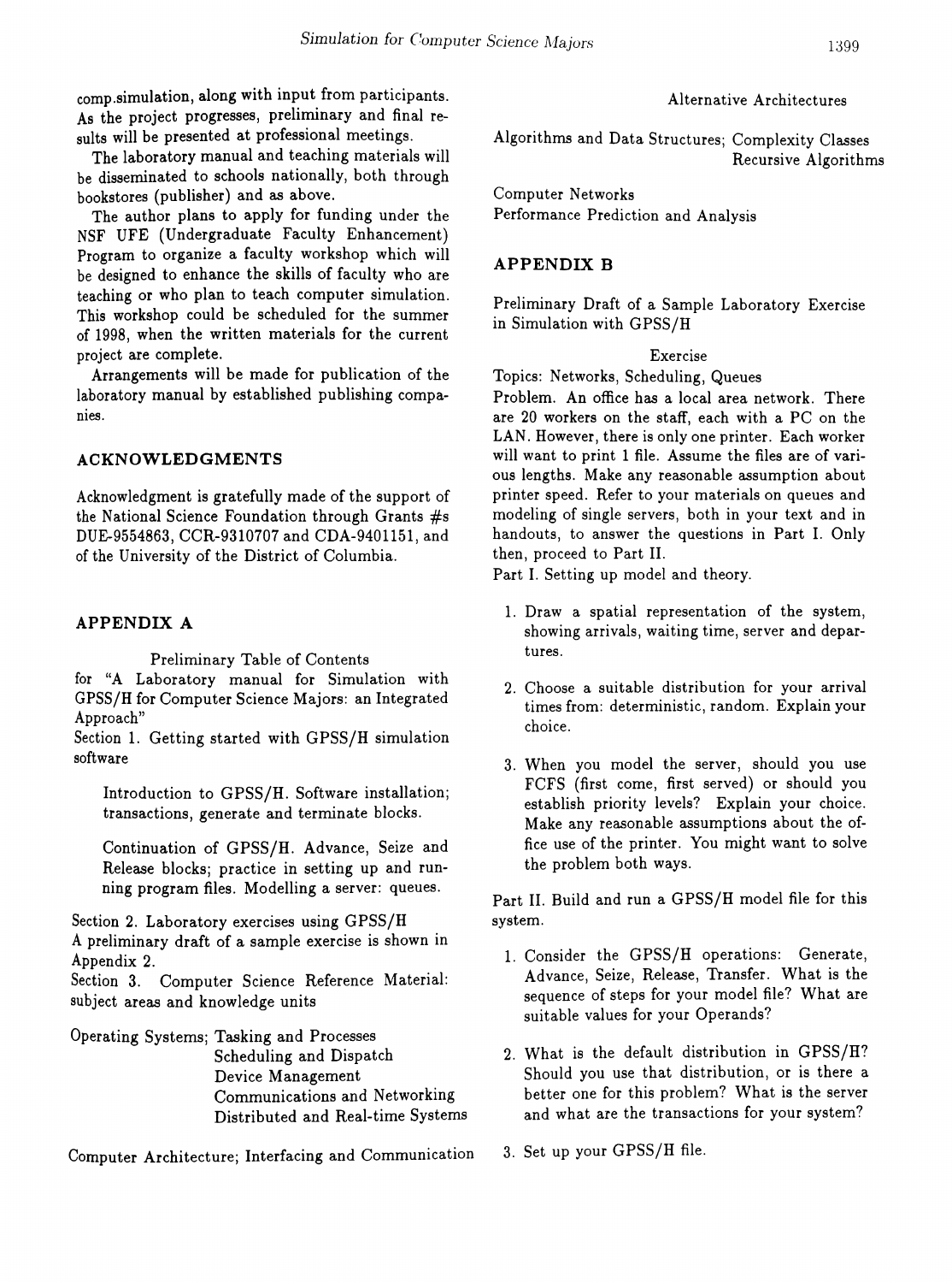comp.simulation, along with input from participants. As the project progresses, preliminary and final results will be presented at professional meetings.

The laboratory manual and teaching materials will be disseminated to schools nationally, both through bookstores (publisher) and as above.

The author plans to apply for funding under the NSF UFE (Undergraduate Faculty Enhancement) Program to organize a faculty workshop which will be designed to enhance the skills of faculty who are teaching or who plan to teach computer simulation. This workshop could be scheduled for the summer of 1998, when the written materials for the current project are complete.

Arrangements will be made for publication of the laboratory manual by established publishing companies.

## ACKNOWLEDGMENTS

Acknowledgment is gratefully made of the support of the National Science Foundation through Grants #s DUE-9554863, CCR-9310707 and CDA-9401151, and of the University of the District of Columbia.

## APPENDIX A

Preliminary Table of Contents
for "A Laboratory manual for Simulation with GPSS/H for Computer Science Majors: an Integrated Approach"

Section 1. Getting started with GPSS/H simulation software

Introduction to GPSS/H. Software installation; transactions, generate and terminate blocks.

Continuation of GPSS/H. Advance, Seize and Release blocks; practice in setting up and running program files. Modelling a server: queues.

Section 2. Laboratory exercises using GPSS/H
A preliminary draft of a sample exercise is shown in Appendix 2.

Section 3. Computer Science Reference Material: subject areas and knowledge units

Operating Systems; Tasking and Processes
Scheduling and Dispatch
Device Management
Communications and Networking
Distributed and Real-time Systems

Computer Architecture; Interfacing and Communication
Alternative Architectures

Algorithms and Data Structures; Complexity Classes
Recursive Algorithms

Computer Networks
Performance Prediction and Analysis

## APPENDIX B

Preliminary Draft of a Sample Laboratory Exercise in Simulation with GPSS/H

Exercise

Topics: Networks, Scheduling, Queues

Problem. An office has a local area network. There are 20 workers on the staff, each with a PC on the LAN. However, there is only one printer. Each worker will want to print 1 file. Assume the files are of various lengths. Make any reasonable assumption about printer speed. Refer to your materials on queues and modeling of single servers, both in your text and in handouts, to answer the questions in Part I. Only then, proceed to Part II.

Part I. Setting up model and theory.

1. Draw a spatial representation of the system, showing arrivals, waiting time, server and departures.
2. Choose a suitable distribution for your arrival times from: deterministic, random. Explain your choice.
3. When you model the server, should you use FCFS (first come, first served) or should you establish priority levels? Explain your choice. Make any reasonable assumptions about the office use of the printer. You might want to solve the problem both ways.

Part II. Build and run a GPSS/H model file for this system.

1. Consider the GPSS/H operations: Generate, Advance, Seize, Release, Transfer. What is the sequence of steps for your model file? What are suitable values for your Operands?
2. What is the default distribution in GPSS/H? Should you use that distribution, or is there a better one for this problem? What is the server and what are the transactions for your system?
3. Set up your GPSS/H file.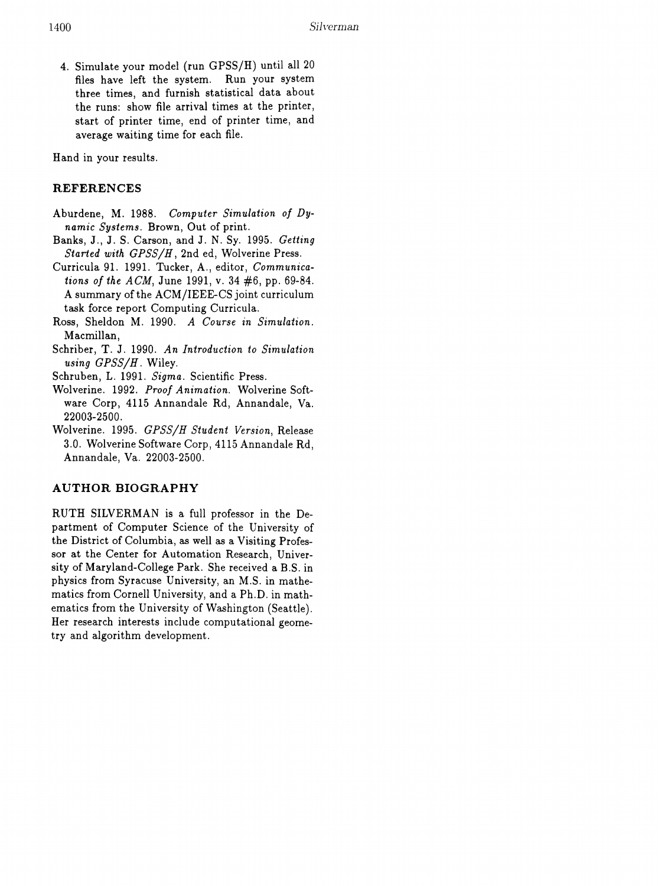4. Simulate your model (run GPSS/H) until all 20 files have left the system. Run your system three times, and furnish statistical data about the runs: show file arrival times at the printer, start of printer time, end of printer time, and average waiting time for each file.

Hand in your results.

## REFERENCES

Aburdene, M. 1988. *Computer Simulation of Dynamic Systems*. Brown, Out of print.

Banks, J., J. S. Carson, and J. N. Sy. 1995. *Getting Started with GPSS/H*, 2nd ed, Wolverine Press.

Curricula 91. 1991. Tucker, A., editor, *Communications of the ACM*, June 1991, v. 34 #6, pp. 69-84. A summary of the ACM/IEEE-CS joint curriculum task force report Computing Curricula.

Ross, Sheldon M. 1990. *A Course in Simulation*. Macmillan,

Schriber, T. J. 1990. *An Introduction to Simulation using GPSS/H*. Wiley.

Schruben, L. 1991. *Sigma*. Scientific Press.

Wolverine. 1992. *Proof Animation*. Wolverine Software Corp, 4115 Annandale Rd, Annandale, Va. 22003-2500.

Wolverine. 1995. *GPSS/H Student Version*, Release 3.0. Wolverine Software Corp, 4115 Annandale Rd, Annandale, Va. 22003-2500.

## AUTHOR BIOGRAPHY

RUTH SILVERMAN is a full professor in the Department of Computer Science of the University of the District of Columbia, as well as a Visiting Professor at the Center for Automation Research, University of Maryland-College Park. She received a B.S. in physics from Syracuse University, an M.S. in mathematics from Cornell University, and a Ph.D. in mathematics from the University of Washington (Seattle). Her research interests include computational geometry and algorithm development.